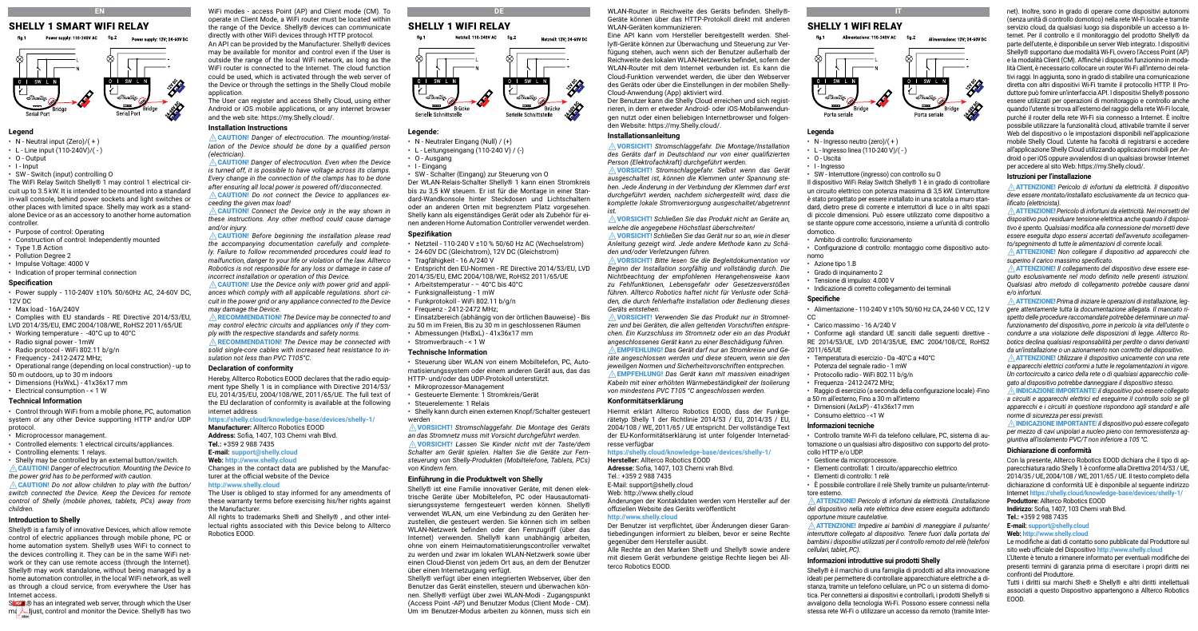EN

# SHELLY 1 SMART WIFI RELAY

fig.1 Power supply: 110-240V AC

fig.2 Power supply: 12V; 24-60V DC

Serial Port

Bridge

## Legend

- N - Neutral input (Zero)/( + )
- L - Line input (110-240V)/( - )
- O - Output
- I - Input
- SW - Switch (input) controlling O

The WiFi Relay Switch Shelly® 1 may control 1 electrical circuit up to 3.5 kW. It is intended to be mounted into a standard in-wall console, behind power sockets and light switches or other places with limited space. Shelly may work as a standalone Device or as an accessory to another home automation controller.

- Purpose of control: Operating
- Construction of control: Independently mounted
- Type 1.B Action
- Pollution Degree 2
- Impulse Voltage: 4000 V
- Indication of proper terminal connection

## Specification

- Power supply - 110-240V ±10% 50/60Hz AC, 24-60V DC, 12V DC
- Max load - 16A/240V
- Complies with EU standards - RE Directive 2014/53/EU, LVD 2014/35/EU, EMC 2004/108/WE, RoHS2 2011/65/UE
- Working temperature - -40°C up to 40°C
- Radio signal power - 1mW
- Radio protocol - WiFi 802.11 b/g/n
- Frequency - 2412-2472 МHz;
- Operational range (depending on local construction) - up to 50 m outdoors, up to 30 m indoors
- Dimensions (HxWxL) - 41x36x17 mm
- Electrical consumption - < 1 W

## Technical Information

- Control through WiFi from a mobile phone, PC, automation system or any other Device supporting HTTP and/or UDP protocol.
- Microprocessor management.
- Controlled elements: 1 electrical circuits/appliances.
- Controlling elements: 1 relays.
- Shelly may be controlled by an external button/switch.

⚠ **CAUTION!** *Danger of electrocution. Mounting the Device to the power grid has to be performed with caution.*

⚠ **CAUTION!** *Do not allow children to play with the button/switch connected the Device. Keep the Devices for remote control of Shelly (mobile phones, tablets, PCs) away from children.*

## Introduction to Shelly

Shelly® is a family of innovative Devices, which allow remote control of electric appliances through mobile phone, PC or home automation system. Shelly® uses WiFi to connect to the devices controlling it. They can be in the same WiFi network or they can use remote access (through the Internet). Shelly® may work standalone, without being managed by a home automation controller, in the local WiFi network, as well as through a cloud service, from everywhere the User has Internet access.

Shelly® has an integrated web server, through which the User may adjust, control and monitor the Device. Shelly® has two WiFi modes - access Point (AP) and Client mode (CM). To operate in Client Mode, a WiFi router must be located within the range of the Device. Shelly® devices can communicate directly with other WiFi devices through HTTP protocol.

An API can be provided by the Manufacturer. Shelly® devices may be available for monitor and control even if the User is outside the range of the local WiFi network, as long as the WiFi router is connected to the Internet. The cloud function could be used, which is activated through the web server of the Device or through the settings in the Shelly Cloud mobile application.

The User can register and access Shelly Cloud, using either Android or iOS mobile applications, or any internet browser and the web site: https://my.Shelly.cloud/.

## Installation Instructions

⚠ **CAUTION!** *Danger of electrocution. The mounting/installation of the Device should be done by a qualified person (electrician).*

⚠ **CAUTION!** *Danger of electrocution. Even when the Device is turned off, it is possible to have voltage across its clamps. Every change in the connection of the clamps has to be done after ensuring all local power is powered off/disconnected.*

⚠ **CAUTION!** *Do not connect the Device to appliances exceeding the given max load!*

⚠ **CAUTION!** *Connect the Device only in the way shown in these instructions. Any other method could cause damage and/or injury.*

⚠ **CAUTION!** *Before beginning the installation please read the accompanying documentation carefully and completely. Failure to follow recommended procedures could lead to malfunction, danger to your life or violation of the law. Allterco Robotics is not responsible for any loss or damage in case of incorrect installation or operation of this Device.*

⚠ **CAUTION!** *Use the Device only with power grid and appliances which comply with all applicable regulations. short circuit in the power grid or any appliance connected to the Device may damage the Device.*

⚠ **RECOMMENDATION!** *The Device may be connected to and may control electric circuits and appliances only if they comply with the respective standards and safety norms.*

⚠ **RECOMMENDATION!** *The Device may be connected with solid single-core cables with increased heat resistance to insulation not less than PVC T105°C.*

## Declaration of conformity

Hereby, Allterco Robotics EOOD declares that the radio equipment type Shelly 1 is in compliance with Directive 2014/53/EU, 2014/35/EU, 2004/108/WE, 2011/65/UE. The full text of the EU declaration of conformity is available at the following internet address

**https://shelly.cloud/knowledge-base/devices/shelly-1/**

**Manufacturer:** Allterco Robotics EOOD

**Address:** Sofia, 1407, 103 Cherni vrah Blvd.

**Tel.:** +359 2 988 7435

**E-mail:** **support@shelly.cloud**

**Web:** **http://www.shelly.cloud**

Changes in the contact data are published by the Manufacturer at the official website of the Device

**http://www.shelly.cloud**

The User is obliged to stay informed for any amendments of these warranty terms before exercising his/her rights against the Manufacturer.

All rights to trademarks She® and Shelly® , and other intellectual rights associated with this Device belong to Allterco Robotics EOOD.

DE

# SHELLY 1 WIFI RELAY

fig.1 Netzteil: 110-240V AC

fig.2 Netzteil: 12V; 24-60V DC

Serielle Schnittstelle

Brücke

## Legende:

- N - Neutraler Eingang (Null) / (+)
- L - Leitungseingang (110-240 V) / (-)
- O - Ausgang
- I - Eingang
- SW - Schalter (Eingang) zur Steuerung von O

Der WLAN-Relais-Schalter Shelly® 1 kann einen Stromkreis bis zu 3,5 kW steuern. Er ist für die Montage in einer Standard-Wandkonsole hinter Steckdosen und Lichtschaltern oder an anderen Orten mit begrenztem Platz vorgesehen. Shelly kann als eigenständiges Gerät oder als Zubehör für einen anderen Home Automation Controller verwendet werden.

## Spezifikation

- Netzteil - 110-240 V ± 10 % 50/60 Hz AC (Wechselstrom)
- 24-60V DC (Gleichstrom), 12V DC (Gleichstrom)
- Tragfähigkeit - 16 A/240 V
- Entspricht den EU-Normen - RE Directive 2014/53/EU, LVD 2014/35/EU, EMC 2004/108/WE, RoHS2 2011/65/UE
- Arbeitstemperatur - − 40°C bis 40°C
- Funksignalleistung - 1 mW
- Funkprotokoll - WiFi 802.11 b/g/n
- Frequenz - 2412-2472 MHz;
- Einsatzbereich (abhängig von der örtlichen Bauweise) - Bis zu 50 m im Freien, Bis zu 30 m in geschlossenen Räumen
- Abmessungen (HxBxL) - 41x36x17 mm
- Stromverbrauch - < 1 W

## Technische Information

- Steuerung über WLAN von einem Mobiltelefon, PC, Automatisierungssystem oder einem anderen Gerät aus, das das HTTP- und/oder das UDP-Protokoll unterstützt.
- Mikroprozessor-Management
- Gesteuerte Elemente: 1 Stromkreis/Gerät
- Steuerelemente: 1 Relais
- Shelly kann durch einen externen Knopf/Schalter gesteuert werden

⚠ **VORSICHT!** *Stromschlaggefahr. Die Montage des Geräts an das Stromnetz muss mit Vorsicht durchgeführt werden.*

⚠ **VORSICHT!** *Lassen Sie Kinder nicht mit der Taste/dem Schalter am Gerät spielen. Halten Sie die Geräte zur Fernsteuerung von Shelly-Produkten (Mobiltelefone, Tablets, PCs) von Kindern fern.*

## Einführung in die Produktwelt von Shelly

Shelly® ist eine Familie innovativer Geräte, mit denen elektrische Geräte über Mobiltelefon, PC oder Hausautomatisierungssysteme ferngesteuert werden können. Shelly® verwendet WLAN, um eine Verbindung zu den Geräten herzustellen, die gesteuert werden. Sie können sich im selben WLAN-Netzwerk befinden oder den Fernzugriff (über das Internet) verwenden. Shelly® kann unabhängig arbeiten, ohne von einem Heimautomatisierungscontroller verwaltet zu werden und zwar im lokalen WLAN-Netzwerk sowie über einen Cloud-Dienst von jedem Ort aus, an dem der Benutzer über einen Internetzugang verfügt.

Shelly® verfügt über einen integrierten Webserver, über den Benutzer das Gerät einstellen, steuern und überwachen können. Shelly® verfügt über zwei WLAN-Modi - Zugangspunkt (Access Point - AP) und Benutzer Modus (Client Mode - CM). Um im Benutzer-Modus arbeiten zu können, muss sich ein WLAN-Router in Reichweite des Geräts befinden. Shelly®-Geräte können über das HTTP-Protokoll direkt mit anderen WLAN-Geräten kommunizieren.

Eine API kann vom Hersteller bereitgestellt werden. Shelly®-Geräte können zur Überwachung und Steuerung zur Verfügung stehen, auch wenn sich der Benutzer außerhalb der Reichweite des lokalen WLAN-Netzwerks befindet, sofern der WLAN-Router mit dem Internet verbunden ist. Es kann die Cloud-Funktion verwendet werden, die über den Webserver des Geräts oder über die Einstellungen in der mobilen Shelly-Cloud-Anwendung (App) aktiviert wird.

Der Benutzer kann die Shelly Cloud erreichen und sich registrieren, in dem er entweder Android- oder iOS-Mobilanwendungen nutzt oder einen beliebigen Internetbrowser und folgenden Website: https://my.Shelly.cloud/.

## Installationsanleitung

⚠ **VORSICHT!** *Stromschlaggefahr. Die Montage/Installation des Geräts darf in Deutschland nur von einer qualifizierten Person (Elektrofachkraft) durchgeführt werden.*

⚠ **VORSICHT!** *Stromschlaggefahr. Selbst wenn das Gerät ausgeschaltet ist, können die Klemmen unter Spannung stehen. Jede Änderung in der Verbindung der Klemmen darf erst durchgeführt werden, nachdem sichergestellt wird, dass die komplette lokale Stromversorgung ausgeschaltet/abgetrennt ist.*

⚠ **VORSICHT!** *Schließen Sie das Produkt nicht an Geräte an, welche die angegebene Höchstlast überschreiten!*

⚠ **VORSICHT!** *Schließen Sie das Gerät nur so an, wie in dieser Anleitung gezeigt wird. Jede andere Methode kann zu Schäden und/oder Verletzungen führen.*

⚠ **VORSICHT!** *Bitte lesen Sie die Begleitdokumentation vor Beginn der Installation sorgfältig und vollständig durch. Die Nichtbeachtung der empfohlenen Herangehensweise kann zu Fehlfunktionen, Lebensgefahr oder Gesetzesverstößen führen. Allterco Robotics haftet nicht für Verluste oder Schäden, die durch fehlerhafte Installation oder Bedienung dieses Geräts entstehen.*

⚠ **VORSICHT!** *Verwenden Sie das Produkt nur in Stromnetzen und bei Geräten, die allen geltenden Vorschriften entsprechen. Ein Kurzschluss im Stromnetz oder ein an das Produkt angeschlossenes Gerät kann zu einer Beschädigung führen.*

⚠ **EMPFEHLUNG!** *Das Gerät darf nur an Stromkreise und Geräte angeschlossen werden und diese steuern, wenn sie den jeweiligen Normen und Sicherheitsvorschriften entsprechen.*

⚠ **EMPFEHLUNG!** *Das Gerät kann mit massiven einadrigen Kabeln mit einer erhöhten Wärmebeständigkeit der Isolierung von mindestens PVC T105 °C angeschlossen werden.*

## Konformitätserklärung

Hiermit erklärt Allterco Robotics EOOD, dass der Funkgerätetyp Shelly 1 der Richtlinie 2014/53 / EU, 2014/35 / EU, 2004/108 / WE, 2011/65 / UE entspricht. Der vollständige Text der EU-Konformitätserklärung ist unter folgender Internetadresse verfügbar

**https://shelly.cloud/knowledge-base/devices/shelly-1/**

**Hersteller:** Allterco Robotics EOOD

**Adresse:** Sofia, 1407, 103 Cherni vrah Blvd.

Tel.: +359 2 988 7435

E-Mail: support@shelly.cloud

Web: http://www.shelly.cloud

Änderungen der Kontaktdaten werden vom Hersteller auf der offiziellen Website des Geräts veröffentlicht

**http://www.shelly.cloud**

Der Benutzer ist verpflichtet, über Änderungen dieser Garantiebedingungen informiert zu bleiben, bevor er seine Rechte gegenüber dem Hersteller ausübt.

Alle Rechte an den Marken She® und Shelly® sowie andere mit diesem Gerät verbundene geistige Rechte liegen bei Allterco Robotics EOOD.

IT

# SHELLY 1 WIFI RELAY

fig.1 Alimentazione: 110-240V AC

fig.2 Alimentazione: 12V; 24-60V DC

Porta seriale

Bridge

## Legenda

- N - Ingresso neutro (zero)/( + )
- L - Ingresso linea (110-240 V)/( - )
- O - Uscita
- I - Ingresso
- SW - Interruttore (ingresso) con controllo su O

Il dispositivo WiFi Relay Switch Shelly® 1 è in grado di controllare un circuito elettrico con potenza massima di 3,5 kW. L'interruttore è stato progettato per essere installato in una scatola a muro standard, dietro prese di corrente e interruttori di luce o in altri spazi di piccole dimensioni. Può essere utilizzato come dispositivo a se stante oppure come accessorio, insieme a un'unità di controllo domotico.

- Ambito di controllo: funzionamento
- Configurazione di controllo: montaggio come dispositivo autonomo
- Azione tipo 1.B
- Grado di inquinamento 2
- Tensione di impulso: 4.000 V
- Indicazione di corretto collegamento dei terminali

## Specifiche

- Alimentazione - 110-240 V ±10% 50/60 Hz CA, 24-60 V CC, 12 V CC
- Carico massimo - 16 A/240 V
- Conforme agli standard UE sanciti dalle seguenti direttive - RE 2014/53/UE, LVD 2014/35/UE, EMC 2004/108/CE, RoHS2 2011/65/UE
- Temperatura di esercizio - Da -40°C a +40°C
- Potenza del segnale radio - 1 mW
- Protocollo radio - WiFi 802.11 b/g/n
- Frequenza - 2412-2472 MHz;
- Raggio di esercizio (a seconda della configurazione locale) -Fino a 50 m all'esterno, Fino a 30 m all'interno
- Dimensioni (AxLxP) - 41x36x17 mm
- Consumo elettrico - <1 W

## Informazioni tecniche

- Controllo tramite Wi-Fi da telefono cellulare, PC, sistema di automazione o un qualsiasi altro dispositivo con supporto del protocollo HTTP e/o UDP.
- Gestione da microprocessore.
- Elementi controllati: 1 circuito/apparecchio elettrico
- Elementi di controllo: 1 relè
- È possibile controllare il relè Shelly tramite un pulsante/interruttore esterno.

⚠ **ATTENZIONE!** *Pericolo di infortuni da elettricità. L'installazione del dispositivo nella rete elettrica deve essere eseguita adottando opportune misure cautelative.*

⚠ **ATTENZIONE!** *Impedire ai bambini di maneggiare il pulsante/interruttore collegato al dispositivo. Tenere fuori dalla portata dei bambini i dispositivi utilizzati per il controllo remoto del relè (telefoni cellulari, tablet, PC).*

## Informazioni introduttive sui prodotti Shelly

Shelly® è il marchio di una famiglia di prodotti ad alta innovazione ideati per permettere di controllare apparecchiature elettriche a distanza, tramite un telefono cellulare, un PC o un sistema di domotica. Per connettersi ai dispositivi e controllarli, i prodotti Shelly® si avvalgono della tecnologia Wi-Fi. Possono essere connessi nella stessa rete Wi-Fi o utilizzare un accesso da remoto (tramite Internet). Inoltre, sono in grado di operare come dispositivi autonomi (senza unità di controllo domotico) nella rete Wi-Fi locale e tramite servizio cloud, da qualsiasi luogo sia disponibile un accesso a Internet. Per il controllo e il monitoraggio del prodotto Shelly® da parte dell'utente, è disponibile un server Web integrato. I dispositivi Shelly® supportano due modalità Wi-Fi, ovvero l'Access Point (AP) e la modalità Client (CM). Affinché i dispositivi funzionino in modalità Client, è necessario collocare un router Wi-Fi all'interno del relativi raggi. In aggiunta, sono in grado di stabilire una comunicazione diretta con altri dispositivi Wi-Fi tramite il protocollo HTTP. Il Produttore può fornire un'interfaccia API. I dispositivi Shelly® possono essere utilizzati per operazioni di monitoraggio e controllo anche quando l'utente si trova all'esterno del raggio della rete Wi-Fi locale, purché il router della rete Wi-Fi sia connesso a Internet. È inoltre possibile utilizzare la funzionalità cloud, attivabile tramite il server Web del dispositivo o le impostazioni disponibili nell'applicazione mobile Shelly Cloud. L'utente ha facoltà di registrarsi e accedere all'applicazione Shelly Cloud utilizzando applicazioni mobili per Android o per iOS oppure avvalendosi di un qualsiasi browser Internet per accedere al sito Web: https://my.Shelly.cloud/.

## Istruzioni per l'installazione

⚠ **ATTENZIONE!** *Pericolo di infortuni da elettricità. Il dispositivo deve essere montato/installato esclusivamente da un tecnico qualificato (elettricista).*

⚠ **ATTENZIONE!** *Pericolo di infortuni da elettricità. Nei morsetti del dispositivo può residuare tensione elettrica anche quando il dispositivo è spento. Qualsiasi modifica alla connessione dei morsetti deve essere eseguita dopo essersi accertati dell'avvenuto scollegamento/spegnimento di tutte le alimentazioni di corrente locali.*

⚠ **ATTENZIONE!** *Non collegare il dispositivo ad apparecchi che superino il carico massimo specificato.*

⚠ **ATTENZIONE!** *Il collegamento del dispositivo deve essere eseguito esclusivamente nel modo definito nelle presenti istruzioni. Qualsiasi altro metodo di collegamento potrebbe causare danni e/o infortuni.*

⚠ **ATTENZIONE!** *Prima di iniziare le operazioni di installazione, leggere attentamente tutta la documentazione allegata. Il mancato rispetto delle procedure raccomandate potrebbe determinare un malfunzionamento del dispositivo, porre in pericolo la vita dell'utente o condurre a una violazione delle disposizioni di legge. Allterco Robotics declina qualsiasi responsabilità per perdite o danni derivanti da un'installazione o un azionamento non corretto del dispositivo.*

⚠ **ATTENZIONE!** *Utilizzare il dispositivo unicamente con una rete e apparecchi elettrici conformi a tutte le regolamentazioni in vigore. Un cortocircuito a carico della rete o di qualsiasi apparecchio collegato al dispositivo potrebbe danneggiare il dispositivo stesso.*

⚠ **INDICAZIONE IMPORTANTE!** *Il dispositivo può essere collegato a circuiti e apparecchi elettrici ed eseguirne il controllo solo se gli apparecchi e i circuiti in questione rispondono agli standard e alle norme di sicurezza per essi previsti.*

⚠ **INDICAZIONE IMPORTANTE!** *Il dispositivo può essere collegato per mezzo di cavi unipolari a nucleo pieno con termoresistenza aggiuntiva all'isolamento PVC/T non inferiore a 105 °C.*

## Dichiarazione di conformità

Con la presente, Allterco Robotics EOOD dichiara che il tipo di apparecchiatura radio Shelly 1 è conforme alla Direttiva 2014/53 / UE, 2014/35 / UE, 2004/108 / WE, 2011/65 / UE. Il testo completo della dichiarazione di conformità UE è disponibile al seguente indirizzo Internet **https://shelly.cloud/knowledge-base/devices/shelly-1/**

**Produttore:** Allterco Robotics EOOD

**Indirizzo:** Sofia, 1407, 103 Cherni vrah Blvd.

**Tel.:** +359 2 988 7435

**E-mail:** **support@shelly.cloud**

**Web:** **http://www.shelly.cloud**

Le modifiche ai dati di contatto sono pubblicate dal Produttore sul sito web ufficiale del Dispositivo **http://www.shelly.cloud**

L'Utente è tenuto a rimanere informato per eventuali modifiche dei presenti termini di garanzia prima di esercitare i propri diritti nei confronti del Produttore.

Tutti i diritti sui marchi She® e Shelly® e altri diritti intellettuali associati a questo Dispositivo appartengono a Allterco Robotics EOOD.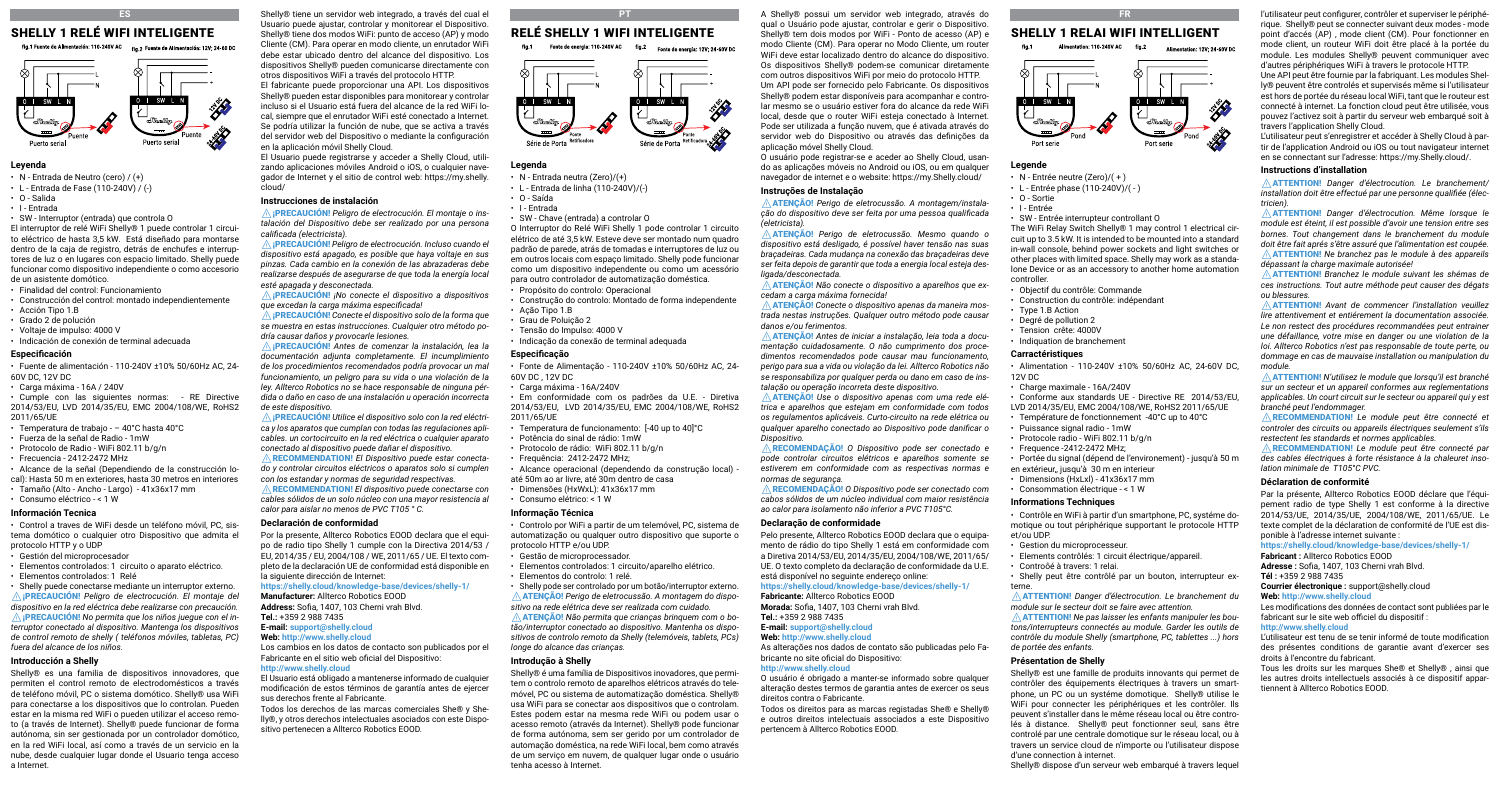# SHELLY 1 RELÉ WIFI INTELIGENTE

Fig.1 Fuente de Alimentación: 110-240V AC

Fig.2 Fuente de Alimentación: 12V; 24-60 DC

Puente

Puerto serial

### Leyenda

- N - Entrada de Neutro (cero) / (+)
- L - Entrada de Fase (110-240V) / (-)
- O - Salida
- I - Entrada
- SW - Interruptor (entrada) que controla O

El interruptor de relé WiFi Shelly® 1 puede controlar 1 circuito eléctrico de hasta 3,5 kW. Está diseñado para montarse dentro de la caja de registro, detrás de enchufes e interruptores de luz o en lugares con espacio limitado. Shelly puede funcionar como dispositivo independiente o como accesorio de un asistente domótico.

- Finalidad del control: Funcionamiento
- Construcción del control: montado independientemente
- Acción Tipo 1.B
- Grado 2 de polución
- Voltaje de impulso: 4000 V
- Indicación de conexión de terminal adecuada

### Especificación

- Fuente de alimentación - 110-240V ±10% 50/60Hz AC, 24-60V DC, 12V DC
- Carga máxima - 16A / 240V
- Cumple con las siguientes normas: - RE Directive 2014/53/EU, LVD 2014/35/EU, EMC 2004/108/WE, RoHS2 2011/65/UE
- Temperatura de trabajo - – 40°C hasta 40°C
- Fuerza de la señal de Radio - 1mW
- Protocolo de Radio - WiFi 802.11 b/g/n
- Frecuencia - 2412-2472 MHz
- Alcance de la señal (Dependiendo de la construcción local): Hasta 50 m en exteriores, hasta 30 metros en interiores
- Tamaño (Alto - Ancho - Largo) - 41x36x17 mm
- Consumo eléctrico - < 1 W

### Información Tecnica

- Control a traves de WiFi desde un teléfono móvil, PC, sistema de control o cualquier otro Dispositivo que admita el protocolo HTTP y o UDP
- Gestión del microprocesador
- Elementos controlados: 1 circuito o aparato eléctrico.
- Elementos controlados: 1 Relé
- Shelly puede conectarse mediante un interruptor externo.

⚠ **¡PRECAUCIÓN!** *Peligro de electrocución. El montaje el dispositivo en la red eléctrica debe realizarse con precaución.*

⚠ **¡PRECAUCIÓN!** *No permita que los niños jueguen con el interruptor conectado al dispositivo. Mantenga los dispositivos de control remoto de shelly ( teléfonos móviles, tabletas, PC) fuera del alcance de los niños.*

### Introducción a Shelly

Shelly® es una familia de dispositivos innovadores, que permiten el control remoto de electrodomésticos a través de teléfono móvil, PC o sistema domótico. Shelly® usa WiFi para conectarse a los dispositivos que lo controlan. Pueden estar en la misma red WiFi o pueden utilizar el acceso remoto (a través de Internet). Shelly® puede funcionar de forma autónoma, sin ser gestionada por un controlador domótico, en la red WiFi local, así como a través de un servicio en la nube, desde cualquier lugar donde el Usuario tenga acceso a Internet.

Shelly® tiene un servidor web integrado, a través del cual el Usuario puede ajustar, controlar y monitorear el Dispositivo. Shelly® tiene dos modos WiFi: punto de acceso (AP) y modo Cliente (CM). Para operar en modo cliente, un enrutador WiFi debe estar ubicado dentro del alcance del dispositivo. Los dispositivos Shelly® pueden comunicarse directamente con otros dispositivos WiFi a través del protocolo HTTP.

El fabricante puede proporcionar una API. Los dispositivos Shelly® pueden estar disponibles para monitorear y controlar incluso si el Usuario está fuera del alcance de la red WiFi local, siempre que el enrutador WiFi esté conectado a Internet. Se podría utilizar la función de nube, que se activa a través del servidor web del Dispositivo o mediante la configuración en la aplicación móvil Shelly Cloud.

El Usuario puede registrarse y acceder a Shelly Cloud, utilizando aplicaciones móviles Android o iOS, o cualquier navegador de Internet y el sitio de control web: https://my.shelly.cloud/

### Instrucciones de instalación

⚠ **¡PRECAUCIÓN!** *Peligro de electrocución. El montaje o instalación del Dispositivo debe ser realizado por una persona calificada (electricista).*

⚠ **¡PRECAUCIÓN!** *Peligro de electrocución. Incluso cuando el dispositivo está apagado, es posible que haya voltaje en sus pinzas. Cada cambio en la conexión de las abrazaderas debe realizarse después de asegurarse de que toda la energía local esté apagada y desconectada.*

⚠ **¡PRECAUCIÓN!** *¡No conecte el dispositivo a dispositivos que excedan la carga máxima especificada!*

⚠ **¡PRECAUCIÓN!** *Conecte el dispositivo solo de la forma que se muestra en estas instrucciones. Cualquier otro método podría causar daños y provocar lesiones.*

⚠ **¡PRECAUCIÓN!** *Antes de comenzar la instalación, lea la documentación adjunta completamente. El incumplimiento de los procedimientos recomendados podría provocar un mal funcionamiento, un peligro para su vida o una violación de la ley. Allterco Robotics no se hace responsable de ninguna pérdida o daño en caso de una instalación u operación incorrecta de este dispositivo.*

⚠ **¡PRECAUCIÓN!** *Utilice el dispositivo solo con la red eléctrica y los aparatos que cumplan con todas las regulaciones aplicables. un cortocircuito en la red eléctrica o cualquier aparato conectado al dispositivo puede dañar el dispositivo.*

⚠ **RECOMMENDATION!** *El Dispositivo puede estar conectado y controlar circuitos eléctricos o aparatos solo si cumplen con los estándar y normas de seguridad respectivas.*

⚠ **RECOMMENDATION!** *El dispositivo puede conectarse con cables sólidos de un solo núcleo con una mayor resistencia al calor para aislar no menos de PVC T105 ° C.*

### Declaración de conformidad

Por la presente, Allterco Robotics EOOD declara que el equipo de radio tipo Shelly 1 cumple con la Directiva 2014/53 / EU, 2014/35 / EU, 2004/108 / WE, 2011/65 / UE. El texto completo de la declaración UE de conformidad está disponible en la siguiente dirección de Internet:

**https://shelly.cloud/knowledge-base/devices/shelly-1/**

**Manufacturer:** Allterco Robotics EOOD

**Address:** Sofia, 1407, 103 Cherni vrah Blvd.

**Tel.:** +359 2 988 7435

**E-mail:** **support@shelly.cloud**

**Web:** **http://www.shelly.cloud**

Los cambios en los datos de contacto son publicados por el Fabricante en el sitio web oficial del Dispositivo:

**http://www.shelly.cloud**

El Usuario está obligado a mantenerse informado de cualquier modificación de estos términos de garantía antes de ejercer sus derechos frente al Fabricante.

Todos los derechos de las marcas comerciales She® y Shelly®, y otros derechos intelectuales asociados con este Dispositivo pertenecen a Allterco Robotics EOOD.

# RELÉ SHELLY 1 WIFI INTELIGENTE

Fig.1 Fonte de energia: 110-240V AC

Fig.2 Fonte de energia: 12V; 24-60V DC

Ponte

Série de Porta

### Legenda

- N - Entrada neutra (Zero)/(+)
- L - Entrada de linha (110-240V)/(-)
- O - Saída
- I - Entrada
- SW - Chave (entrada) a controlar O

O Interruptor do Relé WiFi Shelly 1 pode controlar 1 circuito elétrico de até 3,5 kW. Esteve deve ser montado num quadro padrão de parede, atrás de tomadas e interruptores de luz ou em outros locais com espaço limitado. Shelly pode funcionar como dispositivo independente ou como um acessório para outro controlador de automatização doméstica.

- Propósito do controlo: Operacional
- Construção do controlo: Montado de forma independente
- Ação Tipo 1.B
- Grau de Poluição 2
- Tensão do Impulso: 4000 V
- Indicação da conexão de terminal adequada

### Especificação

- Fonte de Alimentação - 110-240V ±10% 50/60Hz AC, 24-60V DC, 12V DC
- Carga máxima - 16A/240V
- Em conformidade com os padrões da U.E. - Diretiva 2014/53/EU, LVD 2014/35/EU, EMC 2004/108/WE, RoHS2 2011/65/UE
- Temperatura de funcionamento: [-40 up to 40]°C
- Potência do sinal de rádio: 1mW
- Protocolo de rádio: WiFi 802.11 b/g/n
- Frequência: 2412-2472 MHz;
- Alcance operacional (dependendo da construção local) - até 50m ao ar livre, até 30m dentro de casa
- Dimensões (HxWxL): 41x36x17 mm
- Consumo elétrico: < 1 W

### Informação Técnica

- Controlo por WiFi a partir de um telemóvel, PC, sistema de automatização ou qualquer outro dispositivo que suporte o protocolo HTTP e/ou UDP.
- Gestão de microprocessador.
- Elementos controlados: 1 circuito/aparelho elétrico.
- Elementos do controlo: 1 relé.
- Shelly pode ser controlado por um botão/interruptor externo.

⚠ **ATENÇÃO!** *Perigo de eletrocussão. A montagem do dispositivo na rede elétrica deve ser realizada com cuidado.*

⚠ **ATENÇÃO!** *Não permita que crianças brinquem com o botão/interruptor conectado ao dispositivo. Mantenha os dispositivos de controlo remoto de Shelly (telemóveis, tablets, PCs) longe do alcance das crianças.*

### Introdução à Shelly

Shelly® é uma família de Dispositivos inovadores, que permitem o controlo remoto de aparelhos elétricos através do telemóvel, PC ou sistema de automatização doméstica. Shelly® usa WiFi para se conectar aos dispositivos que o controlam. Estes podem estar na mesma rede WiFi ou podem usar o acesso remoto (através da Internet). Shelly® pode funcionar de forma autónoma, sem ser gerido por um controlador de automação doméstica, na rede WiFi local, bem como através de um serviço em nuvem, de qualquer lugar onde o usuário tenha acesso à Internet.

A Shelly® possui um servidor web integrado, através do qual o Usuário pode ajustar, controlar e gerir o Dispositivo. Shelly® tem dois modos por WiFi - Ponto de acesso (AP) e modo Cliente (CM). Para operar no Modo Cliente, um router WiFi deve estar localizado dentro do alcance do dispositivo. Os dispositivos Shelly® podem-se comunicar diretamente com outros dispositivos WiFi por meio do protocolo HTTP.

Um API pode ser fornecido pelo Fabricante. Os dispositivos Shelly® podem estar disponíveis para acompanhar e controlar mesmo se o usuário estiver fora do alcance da rede WiFi local, desde que o router WiFi esteja conectado à Internet. Pode ser utilizada a função nuvem, que é ativada através do servidor web do Dispositivo ou através das definições da aplicação móvel Shelly Cloud.

O usuário pode registrar-se e aceder ao Shelly Cloud, usando as aplicações móveis no Android ou iOS, ou em qualquer navegador de internet e o website: https://my.Shelly.cloud/

### Instruções de Instalação

⚠ **ATENÇÃO!** *Perigo de eletrocussão. A montagem/instalação do dispositivo deve ser feita por uma pessoa qualificada (eletricista).*

⚠ **ATENÇÃO!** *Perigo de eletrocussão. Mesmo quando o dispositivo está desligado, é possível haver tensão nas suas braçadeiras. Cada mudança na conexão das braçadeiras deve ser feita depois de garantir que toda a energia local esteja desligada/desconectada.*

⚠ **ATENÇÃO!** *Não conecte o dispositivo a aparelhos que excedam a carga máxima fornecida!*

⚠ **ATENÇÃO!** *Conecte o dispositivo apenas da maneira mostrada nestas instruções. Qualquer outro método pode causar danos e/ou ferimentos.*

⚠ **ATENÇÃO!** *Antes de iniciar a instalação, leia toda a documentação cuidadosamente. O não cumprimento dos procedimentos recomendados pode causar mau funcionamento, perigo para sua a vida ou violação da lei. Allterco Robotics não se responsabiliza por qualquer perda ou dano em caso de instalação ou operação incorreta deste dispositivo.*

⚠ **ATENÇÃO!** *Use o dispositivo apenas com uma rede elétrica e aparelhos que estejam em conformidade com todos os regulamentos aplicáveis. Curto-circuito na rede elétrica ou qualquer aparelho conectado ao Dispositivo pode danificar o Dispositivo.*

⚠ **RECOMENDAÇÃO!** *O Dispositivo pode ser conectado e pode controlar circuitos elétricos e aparelhos somente se estiverem em conformidade com as respectivas normas e normas de segurança.*

⚠ **RECOMENDAÇÃO!** *O Dispositivo pode ser conectado com cabos sólidos de um núcleo individual com maior resistência ao calor para isolamento não inferior a PVC T105°C.*

### Declaração de conformidade

Pelo presente, Allterco Robotics EOOD declara que o equipamento de rádio do tipo Shelly 1 está em conformidade com a Diretiva 2014/53/EU, 2014/35/EU, 2004/108/WE, 2011/65/UE. O texto completo da declaração de conformidade da U.E. está disponível no seguinte endereço online:

**https://shelly.cloud/knowledge-base/devices/shelly-1/**

**Fabricante:** Allterco Robotics EOOD

**Morada:** Sofia, 1407, 103 Cherni vrah Blvd.

**Tel.:** +359 2 988 7435

**E-mail:** **support@shelly.cloud**

**Web:** **http://www.shelly.cloud**

As alterações nos dados de contato são publicadas pelo Fabricante no site oficial do Dispositivo:

**http://www.shelly.cloud**

O usuário é obrigado a manter-se informado sobre qualquer alteração destes termos de garantia antes de exercer os seus direitos contra o Fabricante.

Todos os direitos para as marcas registadas She® e Shelly® e outros direitos intelectuais associados a este Dispositivo pertencem à Allterco Robotics EOOD.

# SHELLY 1 RELAI WIFI INTELLIGENT

Fig.1 Alimentation: 110-240V AC

Fig.2 Alimentation: 12V; 24-60V DC

Pond

Port serie

### Legende

- N - Entrée neutre (Zero)/( + )
- L - Entrée phase (110-240V)/( - )
- O - Sortie
- I - Entrée
- SW - Entrée interrupteur controllant O

The WiFi Relay Switch Shelly® 1 may control 1 electrical circuit up to 3.5 kW. It is intended to be mounted into a standard in-wall console, behind power sockets and light switches or other places with limited space. Shelly may work as a standalone Device or as an accessory to another home automation controller.

- Objectif du contrôle: Commande
- Construction du contrôle: indépendant
- Type 1.B Action
- Degré de pollution 2
- Tension crête: 4000V
- Indiquation de branchement

### Caractéristiques

- Alimentation - 110-240V ±10% 50/60Hz AC, 24-60V DC, 12V DC
- Charge maximale - 16A/240V
- Conforme aux standards UE - Directive RE 2014/53/EU, LVD 2014/35/EU, EMC 2004/108/WE, RoHS2 2011/65/UE
- Température de fonctionnement -40°C up to 40°C
- Puissance signal radio - 1mW
- Protocole radio - WiFi 802.11 b/g/n
- Frequence - 2412-2472 MHz;
- Portée du signal (dépend de l'environement) - jusqu'à 50 m en extérieur, jusqu'à 30 m en interieur
- Dimensions (HxLxl) - 41x36x17 mm
- Consommation électrique - < 1 W

### Informations Techniques

- Contrôle en WiFi à partir d'un smartphone, PC, système domotique ou tout périphérique supportent le protocole HTTP et/ou UDP.
- Gestion du microprocesseur.
- Elements contrôlés: 1 circuit électrique/appareil.
- Controlé à travers: 1 relai.
- Shelly peut être contrôlé par un bouton, interrupteur externe.

⚠ **ATTENTION!** *Danger d'électrocution. Le branchement du module sur le secteur doit se faire avec attention.*

⚠ **ATTENTION!** *Ne pas laisser les enfants manipuler les boutons/interrupteurs connectés au module. Garder les outils de contrôle du module Shelly (smartphone, PC, tablettes ...) hors de portée des enfants.*

### Présentation de Shelly

Shelly® est une famille de produits innovants qui permet de contrôler des équipements électriques à travers un smartphone, un PC ou un système domotique. Shelly® utilise le WiFi pour connecter les périphériques et les contrôler. Ils peuvent s'installer dans le même réseau local ou être contrôlés à distance. Shelly® peut fonctionner seul, sans être contrôlé par une centrale domotique sur le réseau local, ou à travers un service cloud de n'importe ou l'utilisateur dispose d'une connection à Internet.

Shelly® dispose d'un serveur web embarqué à travers lequel l'utilisateur peut configurer, contrôler et superviser le périphérique. Shelly® peut se connecter suivant deux modes - mode point d'accès (AP) , mode client (CM). Pour fonctionner en mode client, un routeur WiFi doit être placé à la portée du module. Les modules Shelly® peuvent communiquer avec d'autres périphériques WiFi à travers le protocole HTTP.

Une API peut être fournie par le fabricant. Les modules Shelly® peuvent être contrôlés et supervisés même si l'utilisateur est hors de portée du réseau local WiFi, tant que le routeur est connecté à internet. La fonction cloud peut être utilisée, vous pouvez l'activez soit à partir du serveur web embarqué soit à travers l'application Shelly Cloud.

L'utilisateur peut s'enregistrer et accéder à Shelly Cloud à partir de l'application Android ou iOS ou tout navigateur internet en se connectant sur l'adresse: https://my.Shelly.cloud/.

### Instructions d'installation

⚠ **ATTENTION!** *Danger d'électrocution. Le branchement/ installation doit être effectué par une personne qualifiée (électricien).*

⚠ **ATTENTION!** *Danger d'électrocution. Même lorsque le module est éteint, il est possible d'avoir une tension entre ses bornes. Tout changement dans le branchement du module doit être fait après s'être assuré que l'alimentation est coupée.*

⚠ **ATTENTION!** *Ne branchez pas le module à des appareils dépassant la charge maximale autorisée!*

⚠ **ATTENTION!** *Branchez le module suivant les shémas de ces instructions. Tout autre méthode peut causer des dégats ou blessures.*

⚠ **ATTENTION!** *Avant de commencer l'installation veuillez lire attentivement et entièrement la documentation associée. Le non restect des procédures recommandées peut entrainer une défaillance, votre mise en danger ou une violation de la loi. Allterco Robotics n'est pas responsable de toute perte, ou dommage en cas de mauvaise installation ou manipulation du module.*

⚠ **ATTENTION!** *N'utilisez le module que lorsqu'il est branché sur un secteur et un appareil conformes aux reglementations applicables. Un court circuit sur le secteur ou appareil qui y est branché peut l'endommager.*

⚠ **RECOMMENDATION!** *Le module peut être connecté et controler des circuits ou appareils électriques seulement s'ils restectent les standards et normes applicables.*

⚠ **RECOMMENDATION!** *Le module peut être connecté par des cables électriques à forte résistance à la chaleur isolation minimale de T105°C PVC.*

### Déclaration de conformité

Par la présente, Allterco Robotics EOOD déclare que l'équipement radio de type Shelly 1 est conforme à la directive 2014/53/UE, 2014/35/UE, 2004/108/WE, 2011/65/UE. Le texte complet de la déclaration de conformité de l'UE est disponible à l'adresse internet suivante :

**https://shelly.cloud/knowledge-base/devices/shelly-1/**

**Fabricant :** Allterco Robotics EOOD

**Adresse :** Sofia, 1407, 103 Cherni vrah Blvd.

**Tél :** +359 2 988 7435

**Courrier électronique :** support@shelly.cloud

**Web:** **http://www.shelly.cloud**

Les modifications des données de contact sont publiées par le fabricant sur le site web officiel du dispositif :

**http://www.shelly.cloud**

L'utilisateur est tenu de se tenir informé de toute modification des présentes conditions de garantie avant d'exercer ses droits à l'encontre du fabricant.

Tous les droits sur les marques She® et Shelly® , ainsi que les autres droits intellectuels associés à ce dispositif appartiennent à Allterco Robotics EOOD.